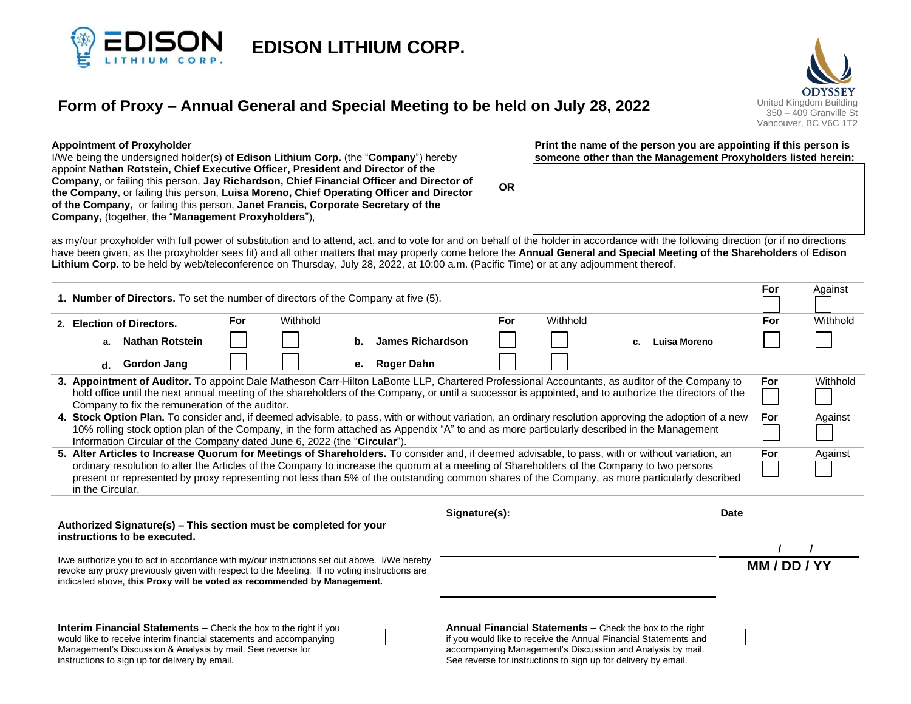# EDISON LITHIUM CORP.

ODYSSEY
United Kingdom Building
350 – 409 Granville St
Vancouver, BC V6C 1T2

## Form of Proxy – Annual General and Special Meeting to be held on July 28, 2022

**Appointment of Proxyholder**
I/We being the undersigned holder(s) of **Edison Lithium Corp.** (the "**Company**") hereby appoint **Nathan Rotstein, Chief Executive Officer, President and Director of the Company**, or failing this person, **Jay Richardson, Chief Financial Officer and Director of the Company**, or failing this person, **Luisa Moreno, Chief Operating Officer and Director of the Company,** or failing this person, **Janet Francis, Corporate Secretary of the Company,** (together, the "**Management Proxyholders**"),

**OR**

**Print the name of the person you are appointing if this person is someone other than the Management Proxyholders listed herein:**

as my/our proxyholder with full power of substitution and to attend, act, and to vote for and on behalf of the holder in accordance with the following direction (or if no directions have been given, as the proxyholder sees fit) and all other matters that may properly come before the **Annual General and Special Meeting of the Shareholders** of **Edison Lithium Corp.** to be held by web/teleconference on Thursday, July 28, 2022, at 10:00 a.m. (Pacific Time) or at any adjournment thereof.

**1. Number of Directors.** To set the number of directors of the Company at five (5). — For ☐ Against ☐

**2. Election of Directors.**

| | For | Withhold | | For | Withhold | | For | Withhold |
|---|---|---|---|---|---|---|---|---|
| a. **Nathan Rotstein** | ☐ | ☐ | b. **James Richardson** | ☐ | ☐ | c. **Luisa Moreno** | ☐ | ☐ |
| d. **Gordon Jang** | ☐ | ☐ | e. **Roger Dahn** | ☐ | ☐ | | | |

**3. Appointment of Auditor.** To appoint Dale Matheson Carr-Hilton LaBonte LLP, Chartered Professional Accountants, as auditor of the Company to hold office until the next annual meeting of the shareholders of the Company, or until a successor is appointed, and to authorize the directors of the Company to fix the remuneration of the auditor. — For ☐ Withhold ☐

**4. Stock Option Plan.** To consider and, if deemed advisable, to pass, with or without variation, an ordinary resolution approving the adoption of a new 10% rolling stock option plan of the Company, in the form attached as Appendix "A" to and as more particularly described in the Management Information Circular of the Company dated June 6, 2022 (the "**Circular**"). — For ☐ Against ☐

**5. Alter Articles to Increase Quorum for Meetings of Shareholders.** To consider and, if deemed advisable, to pass, with or without variation, an ordinary resolution to alter the Articles of the Company to increase the quorum at a meeting of Shareholders of the Company to two persons present or represented by proxy representing not less than 5% of the outstanding common shares of the Company, as more particularly described in the Circular. — For ☐ Against ☐

**Authorized Signature(s) – This section must be completed for your instructions to be executed.**

I/we authorize you to act in accordance with my/our instructions set out above. I/We hereby revoke any proxy previously given with respect to the Meeting. If no voting instructions are indicated above, **this Proxy will be voted as recommended by Management.**

**Signature(s):** ____________________

**Date** ___ / ___ / ___
**MM / DD / YY**

**Interim Financial Statements –** Check the box to the right if you would like to receive interim financial statements and accompanying Management's Discussion & Analysis by mail. See reverse for instructions to sign up for delivery by email. ☐

**Annual Financial Statements –** Check the box to the right if you would like to receive the Annual Financial Statements and accompanying Management's Discussion and Analysis by mail. See reverse for instructions to sign up for delivery by email. ☐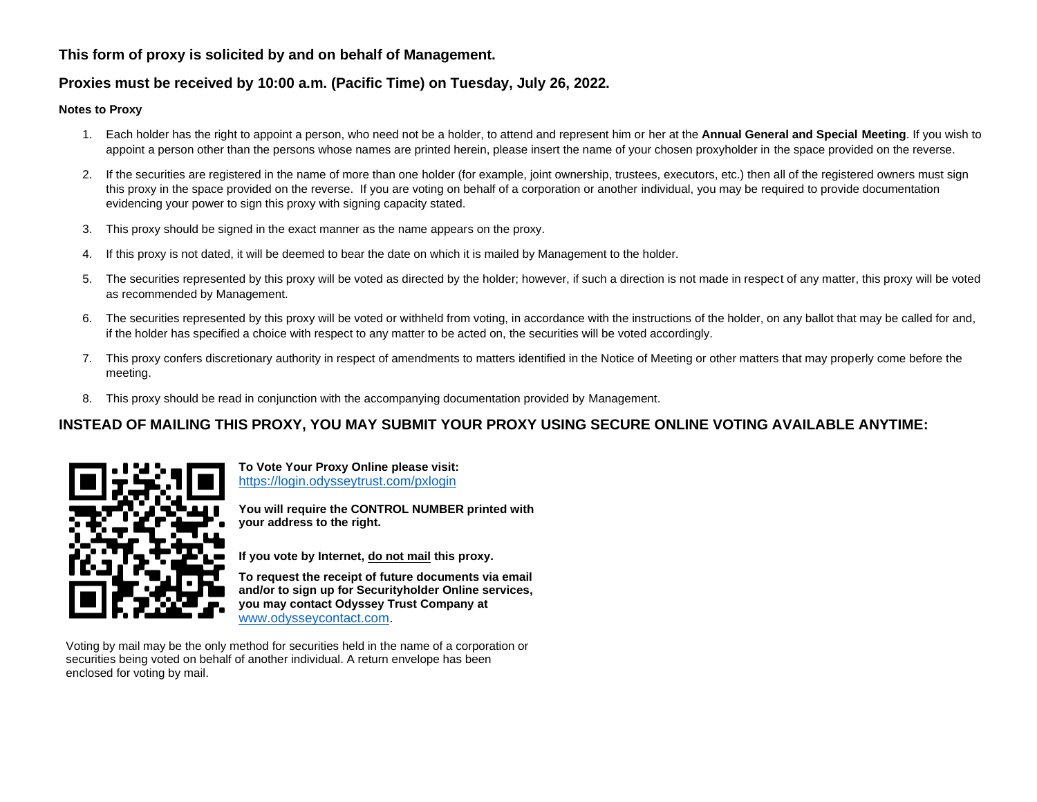**This form of proxy is solicited by and on behalf of Management.**

**Proxies must be received by 10:00 a.m. (Pacific Time) on Tuesday, July 26, 2022.**

**Notes to Proxy**

1. Each holder has the right to appoint a person, who need not be a holder, to attend and represent him or her at the **Annual General and Special Meeting**. If you wish to appoint a person other than the persons whose names are printed herein, please insert the name of your chosen proxyholder in the space provided on the reverse.
2. If the securities are registered in the name of more than one holder (for example, joint ownership, trustees, executors, etc.) then all of the registered owners must sign this proxy in the space provided on the reverse. If you are voting on behalf of a corporation or another individual, you may be required to provide documentation evidencing your power to sign this proxy with signing capacity stated.
3. This proxy should be signed in the exact manner as the name appears on the proxy.
4. If this proxy is not dated, it will be deemed to bear the date on which it is mailed by Management to the holder.
5. The securities represented by this proxy will be voted as directed by the holder; however, if such a direction is not made in respect of any matter, this proxy will be voted as recommended by Management.
6. The securities represented by this proxy will be voted or withheld from voting, in accordance with the instructions of the holder, on any ballot that may be called for and, if the holder has specified a choice with respect to any matter to be acted on, the securities will be voted accordingly.
7. This proxy confers discretionary authority in respect of amendments to matters identified in the Notice of Meeting or other matters that may properly come before the meeting.
8. This proxy should be read in conjunction with the accompanying documentation provided by Management.

## INSTEAD OF MAILING THIS PROXY, YOU MAY SUBMIT YOUR PROXY USING SECURE ONLINE VOTING AVAILABLE ANYTIME:

**To Vote Your Proxy Online please visit:**
https://login.odysseytrust.com/pxlogin

**You will require the CONTROL NUMBER printed with your address to the right.**

**If you vote by Internet, do not mail this proxy.**

**To request the receipt of future documents via email and/or to sign up for Securityholder Online services, you may contact Odyssey Trust Company at** www.odysseycontact.com.

Voting by mail may be the only method for securities held in the name of a corporation or securities being voted on behalf of another individual. A return envelope has been enclosed for voting by mail.